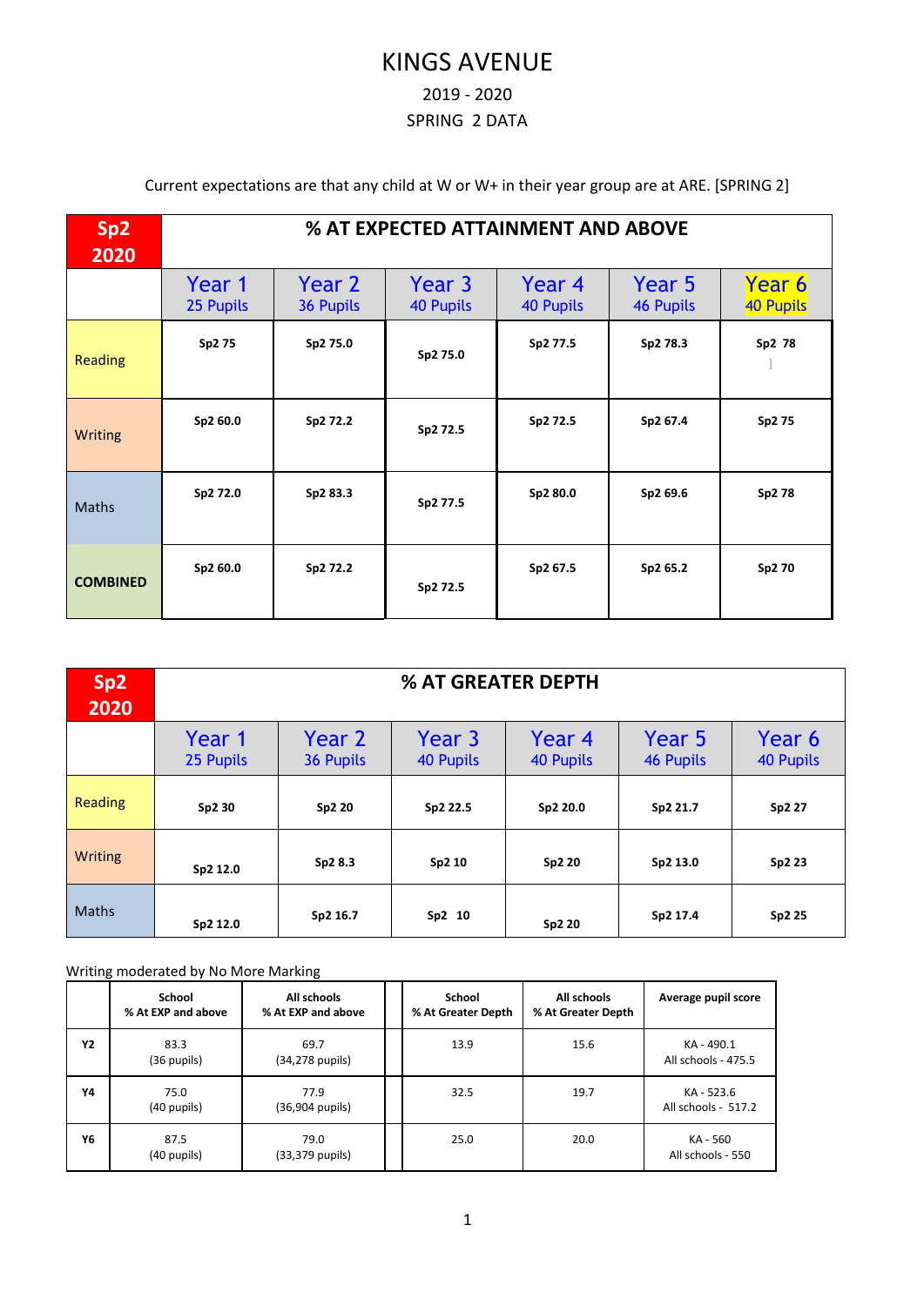# KINGS AVENUE

2019 - 2020

SPRING 2 DATA

Current expectations are that any child at W or W+ in their year group are at ARE. [SPRING 2]

| Sp2 2020 | % AT EXPECTED ATTAINMENT AND ABOVE | | | | | |
|---|---|---|---|---|---|---|
| | Year 1 25 Pupils | Year 2 36 Pupils | Year 3 40 Pupils | Year 4 40 Pupils | Year 5 46 Pupils | Year 6 40 Pupils |
| Reading | Sp2 75 | Sp2 75.0 | Sp2 75.0 | Sp2 77.5 | Sp2 78.3 | Sp2 78 ] |
| Writing | Sp2 60.0 | Sp2 72.2 | Sp2 72.5 | Sp2 72.5 | Sp2 67.4 | Sp2 75 |
| Maths | Sp2 72.0 | Sp2 83.3 | Sp2 77.5 | Sp2 80.0 | Sp2 69.6 | Sp2 78 |
| **COMBINED** | Sp2 60.0 | Sp2 72.2 | Sp2 72.5 | Sp2 67.5 | Sp2 65.2 | Sp2 70 |

| Sp2 2020 | % AT GREATER DEPTH | | | | | |
|---|---|---|---|---|---|---|
| | Year 1 25 Pupils | Year 2 36 Pupils | Year 3 40 Pupils | Year 4 40 Pupils | Year 5 46 Pupils | Year 6 40 Pupils |
| Reading | Sp2 30 | Sp2 20 | Sp2 22.5 | Sp2 20.0 | Sp2 21.7 | Sp2 27 |
| Writing | Sp2 12.0 | Sp2 8.3 | Sp2 10 | Sp2 20 | Sp2 13.0 | Sp2 23 |
| Maths | Sp2 12.0 | Sp2 16.7 | Sp2 10 | Sp2 20 | Sp2 17.4 | Sp2 25 |

Writing moderated by No More Marking

| | School % At EXP and above | All schools % At EXP and above | | School % At Greater Depth | All schools % At Greater Depth | Average pupil score |
|---|---|---|---|---|---|---|
| **Y2** | 83.3 (36 pupils) | 69.7 (34,278 pupils) | | 13.9 | 15.6 | KA - 490.1 All schools - 475.5 |
| **Y4** | 75.0 (40 pupils) | 77.9 (36,904 pupils) | | 32.5 | 19.7 | KA - 523.6 All schools - 517.2 |
| **Y6** | 87.5 (40 pupils) | 79.0 (33,379 pupils) | | 25.0 | 20.0 | KA - 560 All schools - 550 |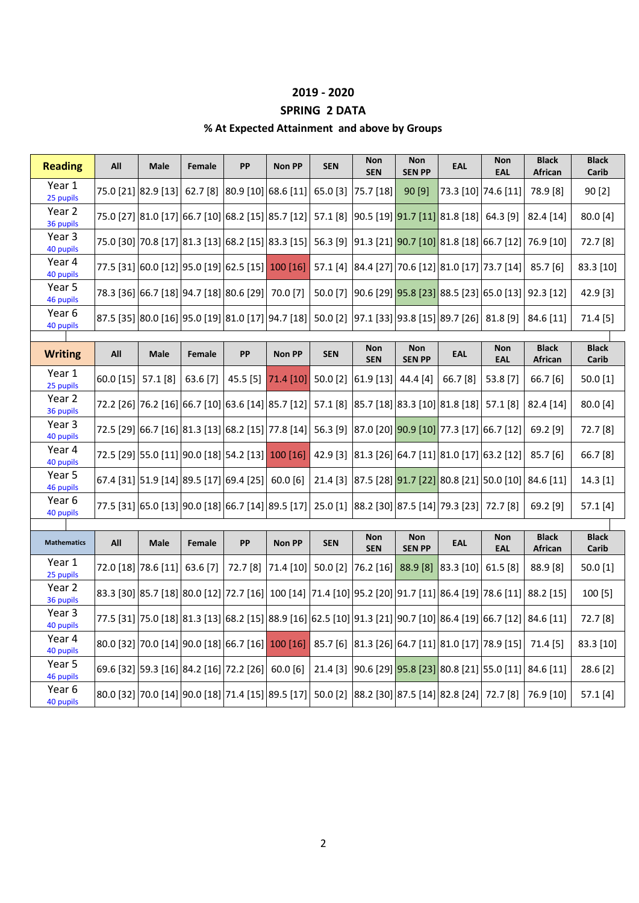## 2019 - 2020

## SPRING 2 DATA

### % At Expected Attainment and above by Groups

| Reading | All | Male | Female | PP | Non PP | SEN | Non SEN | Non SEN PP | EAL | Non EAL | Black African | Black Carib |
|---|---|---|---|---|---|---|---|---|---|---|---|---|
| Year 1 25 pupils | 75.0 [21] | 82.9 [13] | 62.7 [8] | 80.9 [10] | 68.6 [11] | 65.0 [3] | 75.7 [18] | 90 [9] | 73.3 [10] | 74.6 [11] | 78.9 [8] | 90 [2] |
| Year 2 36 pupils | 75.0 [27] | 81.0 [17] | 66.7 [10] | 68.2 [15] | 85.7 [12] | 57.1 [8] | 90.5 [19] | 91.7 [11] | 81.8 [18] | 64.3 [9] | 82.4 [14] | 80.0 [4] |
| Year 3 40 pupils | 75.0 [30] | 70.8 [17] | 81.3 [13] | 68.2 [15] | 83.3 [15] | 56.3 [9] | 91.3 [21] | 90.7 [10] | 81.8 [18] | 66.7 [12] | 76.9 [10] | 72.7 [8] |
| Year 4 40 pupils | 77.5 [31] | 60.0 [12] | 95.0 [19] | 62.5 [15] | 100 [16] | 57.1 [4] | 84.4 [27] | 70.6 [12] | 81.0 [17] | 73.7 [14] | 85.7 [6] | 83.3 [10] |
| Year 5 46 pupils | 78.3 [36] | 66.7 [18] | 94.7 [18] | 80.6 [29] | 70.0 [7] | 50.0 [7] | 90.6 [29] | 95.8 [23] | 88.5 [23] | 65.0 [13] | 92.3 [12] | 42.9 [3] |
| Year 6 40 pupils | 87.5 [35] | 80.0 [16] | 95.0 [19] | 81.0 [17] | 94.7 [18] | 50.0 [2] | 97.1 [33] | 93.8 [15] | 89.7 [26] | 81.8 [9] | 84.6 [11] | 71.4 [5] |

| Writing | All | Male | Female | PP | Non PP | SEN | Non SEN | Non SEN PP | EAL | Non EAL | Black African | Black Carib |
|---|---|---|---|---|---|---|---|---|---|---|---|---|
| Year 1 25 pupils | 60.0 [15] | 57.1 [8] | 63.6 [7] | 45.5 [5] | 71.4 [10] | 50.0 [2] | 61.9 [13] | 44.4 [4] | 66.7 [8] | 53.8 [7] | 66.7 [6] | 50.0 [1] |
| Year 2 36 pupils | 72.2 [26] | 76.2 [16] | 66.7 [10] | 63.6 [14] | 85.7 [12] | 57.1 [8] | 85.7 [18] | 83.3 [10] | 81.8 [18] | 57.1 [8] | 82.4 [14] | 80.0 [4] |
| Year 3 40 pupils | 72.5 [29] | 66.7 [16] | 81.3 [13] | 68.2 [15] | 77.8 [14] | 56.3 [9] | 87.0 [20] | 90.9 [10] | 77.3 [17] | 66.7 [12] | 69.2 [9] | 72.7 [8] |
| Year 4 40 pupils | 72.5 [29] | 55.0 [11] | 90.0 [18] | 54.2 [13] | 100 [16] | 42.9 [3] | 81.3 [26] | 64.7 [11] | 81.0 [17] | 63.2 [12] | 85.7 [6] | 66.7 [8] |
| Year 5 46 pupils | 67.4 [31] | 51.9 [14] | 89.5 [17] | 69.4 [25] | 60.0 [6] | 21.4 [3] | 87.5 [28] | 91.7 [22] | 80.8 [21] | 50.0 [10] | 84.6 [11] | 14.3 [1] |
| Year 6 40 pupils | 77.5 [31] | 65.0 [13] | 90.0 [18] | 66.7 [14] | 89.5 [17] | 25.0 [1] | 88.2 [30] | 87.5 [14] | 79.3 [23] | 72.7 [8] | 69.2 [9] | 57.1 [4] |

| Mathematics | All | Male | Female | PP | Non PP | SEN | Non SEN | Non SEN PP | EAL | Non EAL | Black African | Black Carib |
|---|---|---|---|---|---|---|---|---|---|---|---|---|
| Year 1 25 pupils | 72.0 [18] | 78.6 [11] | 63.6 [7] | 72.7 [8] | 71.4 [10] | 50.0 [2] | 76.2 [16] | 88.9 [8] | 83.3 [10] | 61.5 [8] | 88.9 [8] | 50.0 [1] |
| Year 2 36 pupils | 83.3 [30] | 85.7 [18] | 80.0 [12] | 72.7 [16] | 100 [14] | 71.4 [10] | 95.2 [20] | 91.7 [11] | 86.4 [19] | 78.6 [11] | 88.2 [15] | 100 [5] |
| Year 3 40 pupils | 77.5 [31] | 75.0 [18] | 81.3 [13] | 68.2 [15] | 88.9 [16] | 62.5 [10] | 91.3 [21] | 90.7 [10] | 86.4 [19] | 66.7 [12] | 84.6 [11] | 72.7 [8] |
| Year 4 40 pupils | 80.0 [32] | 70.0 [14] | 90.0 [18] | 66.7 [16] | 100 [16] | 85.7 [6] | 81.3 [26] | 64.7 [11] | 81.0 [17] | 78.9 [15] | 71.4 [5] | 83.3 [10] |
| Year 5 46 pupils | 69.6 [32] | 59.3 [16] | 84.2 [16] | 72.2 [26] | 60.0 [6] | 21.4 [3] | 90.6 [29] | 95.8 [23] | 80.8 [21] | 55.0 [11] | 84.6 [11] | 28.6 [2] |
| Year 6 40 pupils | 80.0 [32] | 70.0 [14] | 90.0 [18] | 71.4 [15] | 89.5 [17] | 50.0 [2] | 88.2 [30] | 87.5 [14] | 82.8 [24] | 72.7 [8] | 76.9 [10] | 57.1 [4] |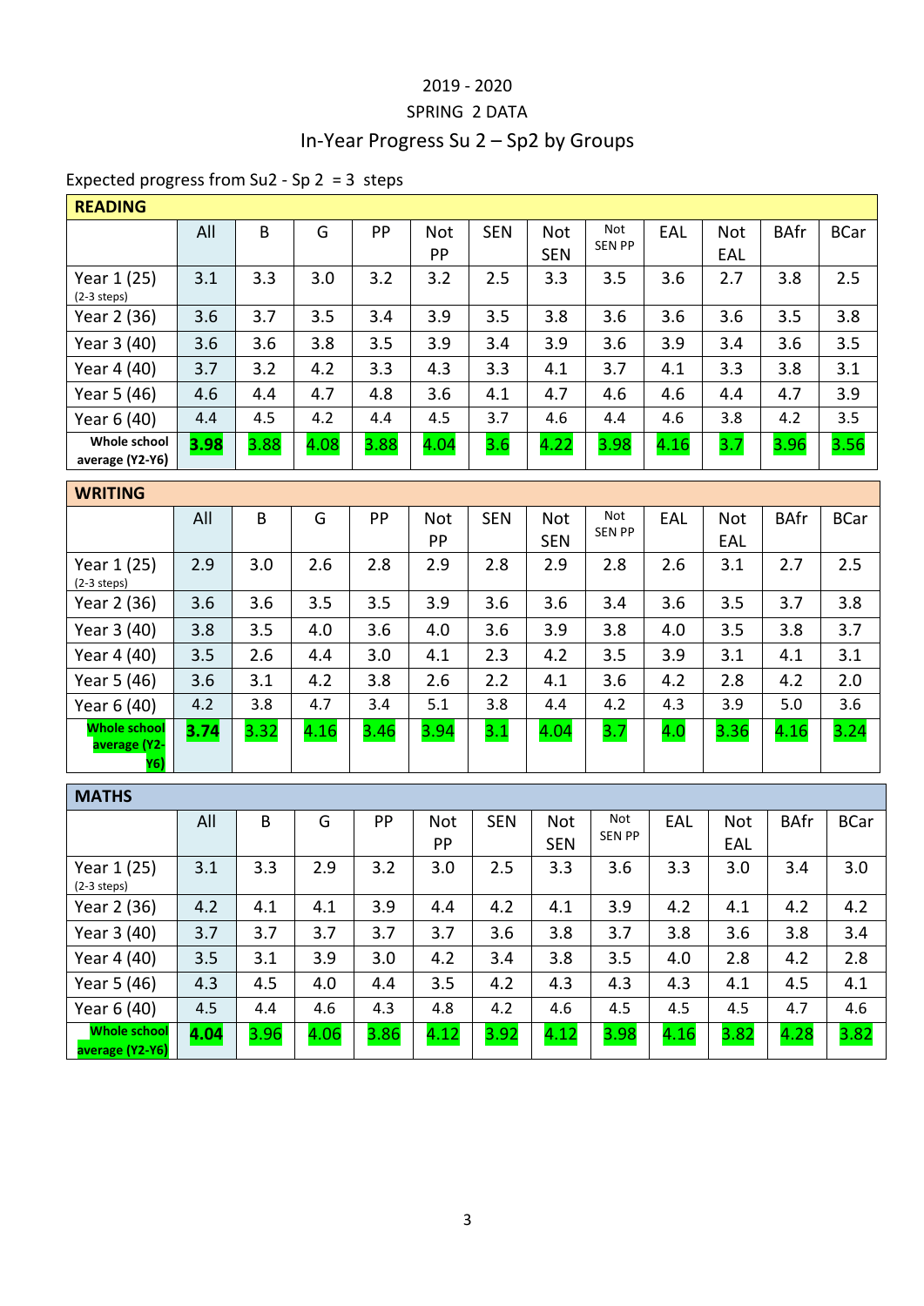2019 - 2020

SPRING 2 DATA

# In-Year Progress Su 2 – Sp2 by Groups

Expected progress from Su2 - Sp 2 = 3 steps

## READING

| | All | B | G | PP | Not PP | SEN | Not SEN | Not SEN PP | EAL | Not EAL | BAfr | BCar |
|---|---|---|---|---|---|---|---|---|---|---|---|---|
| Year 1 (25) (2-3 steps) | 3.1 | 3.3 | 3.0 | 3.2 | 3.2 | 2.5 | 3.3 | 3.5 | 3.6 | 2.7 | 3.8 | 2.5 |
| Year 2 (36) | 3.6 | 3.7 | 3.5 | 3.4 | 3.9 | 3.5 | 3.8 | 3.6 | 3.6 | 3.6 | 3.5 | 3.8 |
| Year 3 (40) | 3.6 | 3.6 | 3.8 | 3.5 | 3.9 | 3.4 | 3.9 | 3.6 | 3.9 | 3.4 | 3.6 | 3.5 |
| Year 4 (40) | 3.7 | 3.2 | 4.2 | 3.3 | 4.3 | 3.3 | 4.1 | 3.7 | 4.1 | 3.3 | 3.8 | 3.1 |
| Year 5 (46) | 4.6 | 4.4 | 4.7 | 4.8 | 3.6 | 4.1 | 4.7 | 4.6 | 4.6 | 4.4 | 4.7 | 3.9 |
| Year 6 (40) | 4.4 | 4.5 | 4.2 | 4.4 | 4.5 | 3.7 | 4.6 | 4.4 | 4.6 | 3.8 | 4.2 | 3.5 |
| **Whole school average (Y2-Y6)** | **3.98** | 3.88 | 4.08 | 3.88 | 4.04 | 3.6 | 4.22 | 3.98 | 4.16 | 3.7 | 3.96 | 3.56 |

## WRITING

| | All | B | G | PP | Not PP | SEN | Not SEN | Not SEN PP | EAL | Not EAL | BAfr | BCar |
|---|---|---|---|---|---|---|---|---|---|---|---|---|
| Year 1 (25) (2-3 steps) | 2.9 | 3.0 | 2.6 | 2.8 | 2.9 | 2.8 | 2.9 | 2.8 | 2.6 | 3.1 | 2.7 | 2.5 |
| Year 2 (36) | 3.6 | 3.6 | 3.5 | 3.5 | 3.9 | 3.6 | 3.6 | 3.4 | 3.6 | 3.5 | 3.7 | 3.8 |
| Year 3 (40) | 3.8 | 3.5 | 4.0 | 3.6 | 4.0 | 3.6 | 3.9 | 3.8 | 4.0 | 3.5 | 3.8 | 3.7 |
| Year 4 (40) | 3.5 | 2.6 | 4.4 | 3.0 | 4.1 | 2.3 | 4.2 | 3.5 | 3.9 | 3.1 | 4.1 | 3.1 |
| Year 5 (46) | 3.6 | 3.1 | 4.2 | 3.8 | 2.6 | 2.2 | 4.1 | 3.6 | 4.2 | 2.8 | 4.2 | 2.0 |
| Year 6 (40) | 4.2 | 3.8 | 4.7 | 3.4 | 5.1 | 3.8 | 4.4 | 4.2 | 4.3 | 3.9 | 5.0 | 3.6 |
| **Whole school average (Y2-Y6)** | **3.74** | 3.32 | 4.16 | 3.46 | 3.94 | 3.1 | 4.04 | 3.7 | 4.0 | 3.36 | 4.16 | 3.24 |

## MATHS

| | All | B | G | PP | Not PP | SEN | Not SEN | Not SEN PP | EAL | Not EAL | BAfr | BCar |
|---|---|---|---|---|---|---|---|---|---|---|---|---|
| Year 1 (25) (2-3 steps) | 3.1 | 3.3 | 2.9 | 3.2 | 3.0 | 2.5 | 3.3 | 3.6 | 3.3 | 3.0 | 3.4 | 3.0 |
| Year 2 (36) | 4.2 | 4.1 | 4.1 | 3.9 | 4.4 | 4.2 | 4.1 | 3.9 | 4.2 | 4.1 | 4.2 | 4.2 |
| Year 3 (40) | 3.7 | 3.7 | 3.7 | 3.7 | 3.7 | 3.6 | 3.8 | 3.7 | 3.8 | 3.6 | 3.8 | 3.4 |
| Year 4 (40) | 3.5 | 3.1 | 3.9 | 3.0 | 4.2 | 3.4 | 3.8 | 3.5 | 4.0 | 2.8 | 4.2 | 2.8 |
| Year 5 (46) | 4.3 | 4.5 | 4.0 | 4.4 | 3.5 | 4.2 | 4.3 | 4.3 | 4.3 | 4.1 | 4.5 | 4.1 |
| Year 6 (40) | 4.5 | 4.4 | 4.6 | 4.3 | 4.8 | 4.2 | 4.6 | 4.5 | 4.5 | 4.5 | 4.7 | 4.6 |
| **Whole school average (Y2-Y6)** | **4.04** | 3.96 | 4.06 | 3.86 | 4.12 | 3.92 | 4.12 | 3.98 | 4.16 | 3.82 | 4.28 | 3.82 |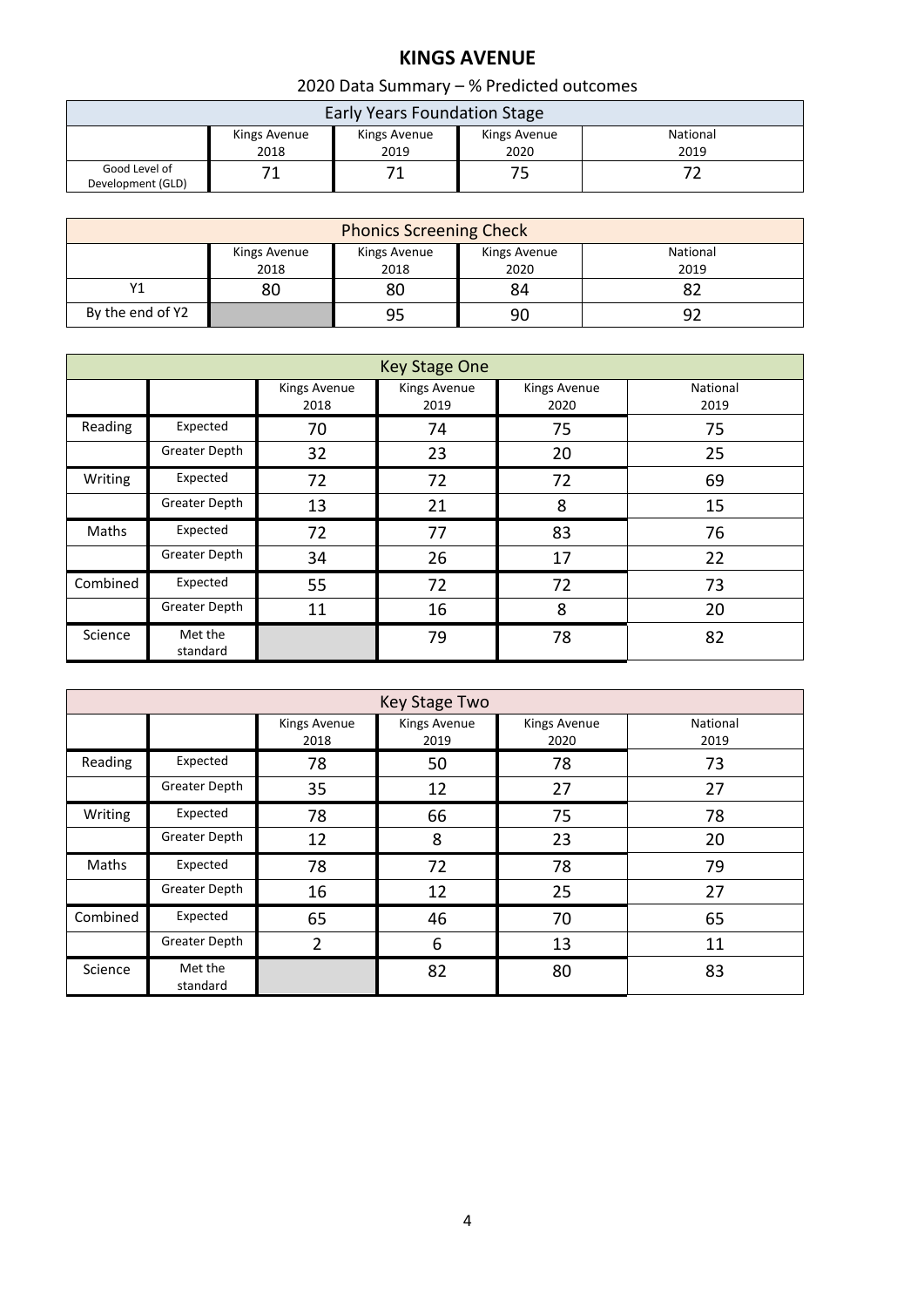# KINGS AVENUE

2020 Data Summary – % Predicted outcomes

| Early Years Foundation Stage | | | | |
|---|---|---|---|---|
| | Kings Avenue 2018 | Kings Avenue 2019 | Kings Avenue 2020 | National 2019 |
| Good Level of Development (GLD) | 71 | 71 | 75 | 72 |

| Phonics Screening Check | | | | |
|---|---|---|---|---|
| | Kings Avenue 2018 | Kings Avenue 2018 | Kings Avenue 2020 | National 2019 |
| Y1 | 80 | 80 | 84 | 82 |
| By the end of Y2 | | 95 | 90 | 92 |

| Key Stage One | | | | | |
|---|---|---|---|---|---|
| | | Kings Avenue 2018 | Kings Avenue 2019 | Kings Avenue 2020 | National 2019 |
| Reading | Expected | 70 | 74 | 75 | 75 |
| | Greater Depth | 32 | 23 | 20 | 25 |
| Writing | Expected | 72 | 72 | 72 | 69 |
| | Greater Depth | 13 | 21 | 8 | 15 |
| Maths | Expected | 72 | 77 | 83 | 76 |
| | Greater Depth | 34 | 26 | 17 | 22 |
| Combined | Expected | 55 | 72 | 72 | 73 |
| | Greater Depth | 11 | 16 | 8 | 20 |
| Science | Met the standard | | 79 | 78 | 82 |

| Key Stage Two | | | | | |
|---|---|---|---|---|---|
| | | Kings Avenue 2018 | Kings Avenue 2019 | Kings Avenue 2020 | National 2019 |
| Reading | Expected | 78 | 50 | 78 | 73 |
| | Greater Depth | 35 | 12 | 27 | 27 |
| Writing | Expected | 78 | 66 | 75 | 78 |
| | Greater Depth | 12 | 8 | 23 | 20 |
| Maths | Expected | 78 | 72 | 78 | 79 |
| | Greater Depth | 16 | 12 | 25 | 27 |
| Combined | Expected | 65 | 46 | 70 | 65 |
| | Greater Depth | 2 | 6 | 13 | 11 |
| Science | Met the standard | | 82 | 80 | 83 |